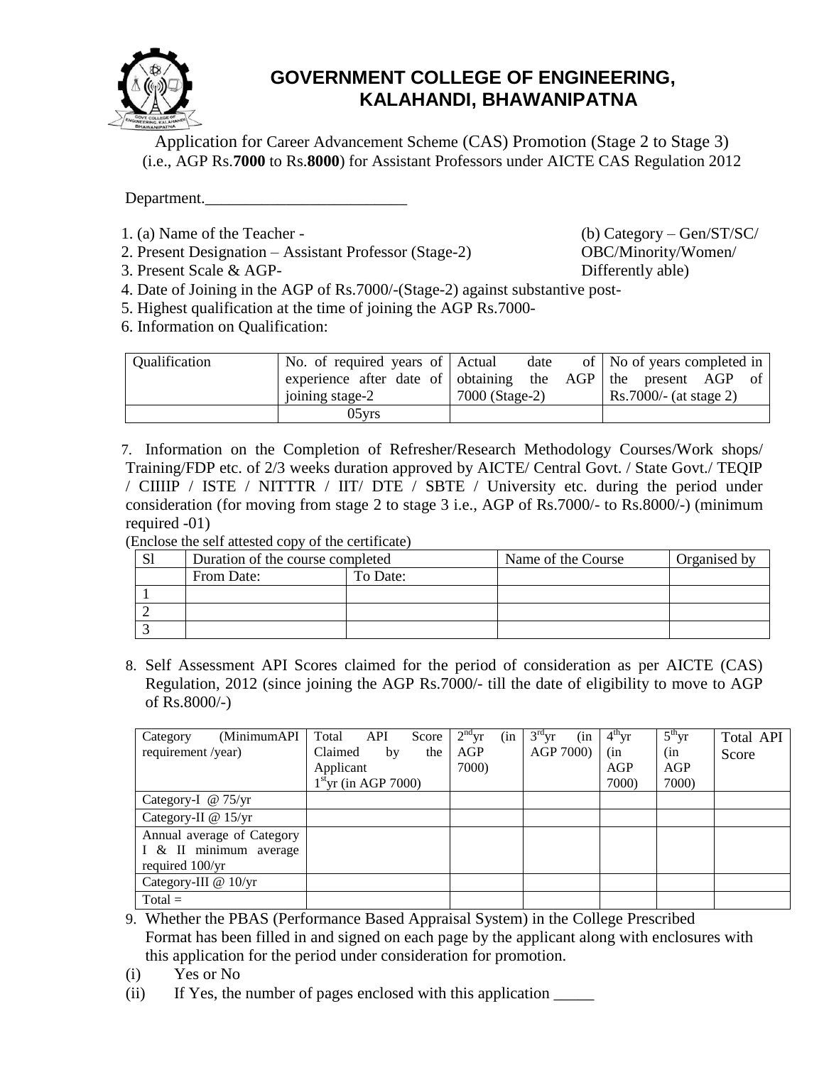# GOVERNMENT COLLEGE OF ENGINEERING, KALAHANDI, BHAWANIPATNA

Application for Career Advancement Scheme (CAS) Promotion (Stage 2 to Stage 3) (i.e., AGP Rs.**7000** to Rs.**8000**) for Assistant Professors under AICTE CAS Regulation 2012

Department.________________________

1. (a) Name of the Teacher - (b) Category – Gen/ST/SC/OBC/Minority/Women/Differently able)
2. Present Designation – Assistant Professor (Stage-2)
3. Present Scale & AGP-
4. Date of Joining in the AGP of Rs.7000/-(Stage-2) against substantive post-
5. Highest qualification at the time of joining the AGP Rs.7000-
6. Information on Qualification:

| Qualification | No. of required years of experience after date of joining stage-2 | Actual date of obtaining the AGP 7000 (Stage-2) | No of years completed in the present AGP of Rs.7000/- (at stage 2) |
|---|---|---|---|
| | 05yrs | | |

7. Information on the Completion of Refresher/Research Methodology Courses/Work shops/ Training/FDP etc. of 2/3 weeks duration approved by AICTE/ Central Govt. / State Govt./ TEQIP / CIIIIP / ISTE / NITTTR / IIT/ DTE / SBTE / University etc. during the period under consideration (for moving from stage 2 to stage 3 i.e., AGP of Rs.7000/- to Rs.8000/-) (minimum required -01)

(Enclose the self attested copy of the certificate)

| Sl | Duration of the course completed | | Name of the Course | Organised by |
|---|---|---|---|---|
| | From Date: | To Date: | | |
| 1 | | | | |
| 2 | | | | |
| 3 | | | | |

8. Self Assessment API Scores claimed for the period of consideration as per AICTE (CAS) Regulation, 2012 (since joining the AGP Rs.7000/- till the date of eligibility to move to AGP of Rs.8000/-)

| Category (MinimumAPI requirement /year) | Total API Score Claimed by the Applicant 1st yr (in AGP 7000) | 2nd yr (in AGP 7000) | 3rd yr (in AGP 7000) | 4th yr (in AGP 7000) | 5th yr (in AGP 7000) | Total API Score |
|---|---|---|---|---|---|---|
| Category-I @ 75/yr | | | | | | |
| Category-II @ 15/yr | | | | | | |
| Annual average of Category I & II minimum average required 100/yr | | | | | | |
| Category-III @ 10/yr | | | | | | |
| Total = | | | | | | |

9. Whether the PBAS (Performance Based Appraisal System) in the College Prescribed Format has been filled in and signed on each page by the applicant along with enclosures with this application for the period under consideration for promotion.

(i) Yes or No

(ii) If Yes, the number of pages enclosed with this application _____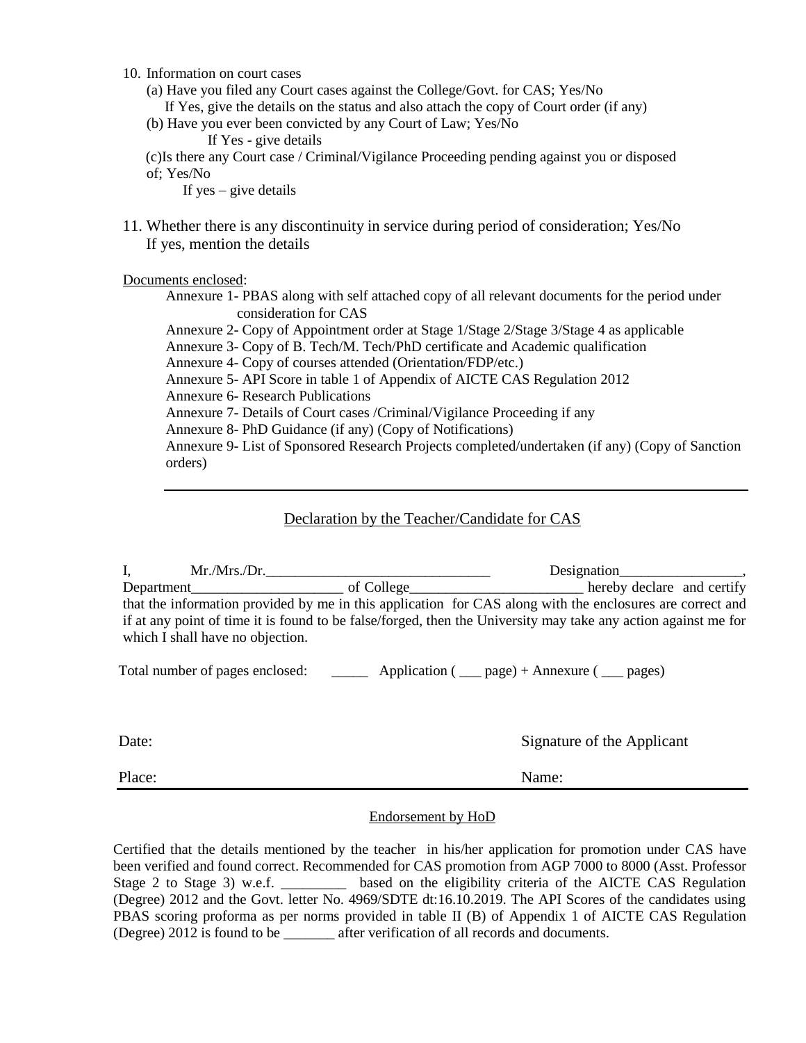10. Information on court cases
    - (a) Have you filed any Court cases against the College/Govt. for CAS; Yes/No
      If Yes, give the details on the status and also attach the copy of Court order (if any)
    - (b) Have you ever been convicted by any Court of Law; Yes/No
      If Yes - give details
    - (c)Is there any Court case / Criminal/Vigilance Proceeding pending against you or disposed of; Yes/No
      If yes – give details

11. Whether there is any discontinuity in service during period of consideration; Yes/No
    If yes, mention the details

Documents enclosed:

- Annexure 1- PBAS along with self attached copy of all relevant documents for the period under consideration for CAS
- Annexure 2- Copy of Appointment order at Stage 1/Stage 2/Stage 3/Stage 4 as applicable
- Annexure 3- Copy of B. Tech/M. Tech/PhD certificate and Academic qualification
- Annexure 4- Copy of courses attended (Orientation/FDP/etc.)
- Annexure 5- API Score in table 1 of Appendix of AICTE CAS Regulation 2012
- Annexure 6- Research Publications
- Annexure 7- Details of Court cases /Criminal/Vigilance Proceeding if any
- Annexure 8- PhD Guidance (if any) (Copy of Notifications)
- Annexure 9- List of Sponsored Research Projects completed/undertaken (if any) (Copy of Sanction orders)

---

## Declaration by the Teacher/Candidate for CAS

I, Mr./Mrs./Dr.________________________________ Designation_________________, Department_____________________ of College________________________ hereby declare and certify that the information provided by me in this application for CAS along with the enclosures are correct and if at any point of time it is found to be false/forged, then the University may take any action against me for which I shall have no objection.

Total number of pages enclosed: _____ Application ( ___ page) + Annexure ( ___ pages)

Date: Signature of the Applicant

Place: Name:

---

## Endorsement by HoD

Certified that the details mentioned by the teacher in his/her application for promotion under CAS have been verified and found correct. Recommended for CAS promotion from AGP 7000 to 8000 (Asst. Professor Stage 2 to Stage 3) w.e.f. _________ based on the eligibility criteria of the AICTE CAS Regulation (Degree) 2012 and the Govt. letter No. 4969/SDTE dt:16.10.2019. The API Scores of the candidates using PBAS scoring proforma as per norms provided in table II (B) of Appendix 1 of AICTE CAS Regulation (Degree) 2012 is found to be _______ after verification of all records and documents.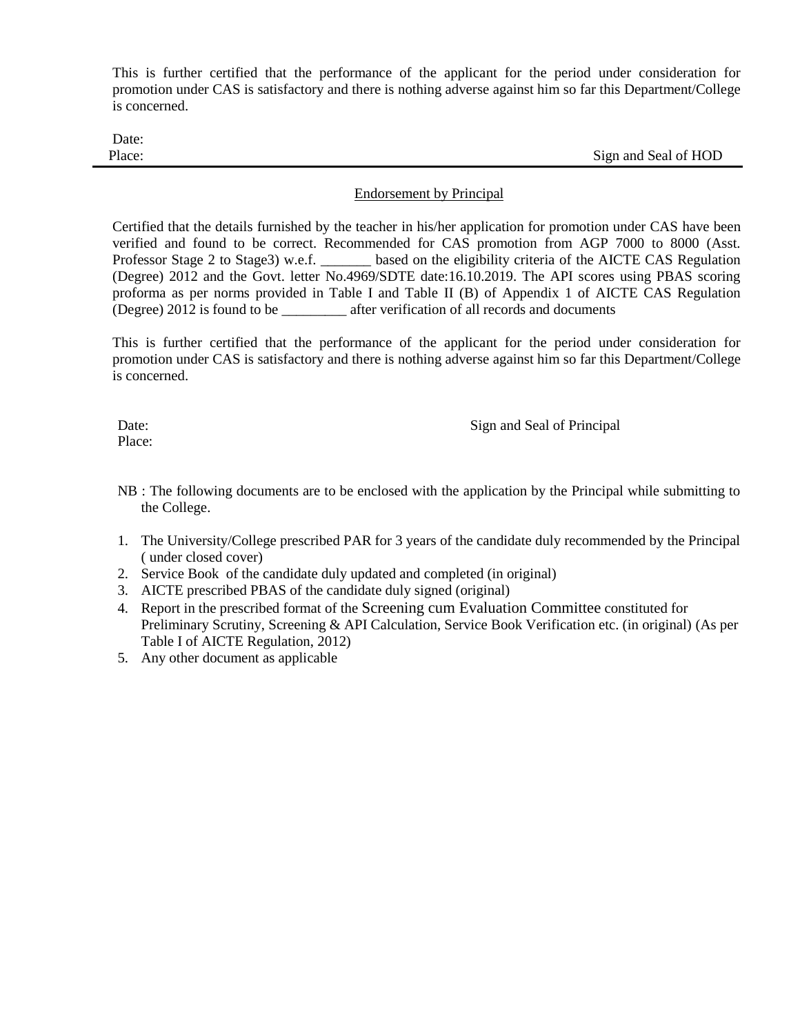This is further certified that the performance of the applicant for the period under consideration for promotion under CAS is satisfactory and there is nothing adverse against him so far this Department/College is concerned.

Date:
Place: Sign and Seal of HOD

---

## Endorsement by Principal

Certified that the details furnished by the teacher in his/her application for promotion under CAS have been verified and found to be correct. Recommended for CAS promotion from AGP 7000 to 8000 (Asst. Professor Stage 2 to Stage3) w.e.f. _______ based on the eligibility criteria of the AICTE CAS Regulation (Degree) 2012 and the Govt. letter No.4969/SDTE date:16.10.2019. The API scores using PBAS scoring proforma as per norms provided in Table I and Table II (B) of Appendix 1 of AICTE CAS Regulation (Degree) 2012 is found to be _________ after verification of all records and documents

This is further certified that the performance of the applicant for the period under consideration for promotion under CAS is satisfactory and there is nothing adverse against him so far this Department/College is concerned.

Date: Sign and Seal of Principal
Place:

NB : The following documents are to be enclosed with the application by the Principal while submitting to the College.

1. The University/College prescribed PAR for 3 years of the candidate duly recommended by the Principal ( under closed cover)
2. Service Book of the candidate duly updated and completed (in original)
3. AICTE prescribed PBAS of the candidate duly signed (original)
4. Report in the prescribed format of the Screening cum Evaluation Committee constituted for Preliminary Scrutiny, Screening & API Calculation, Service Book Verification etc. (in original) (As per Table I of AICTE Regulation, 2012)
5. Any other document as applicable